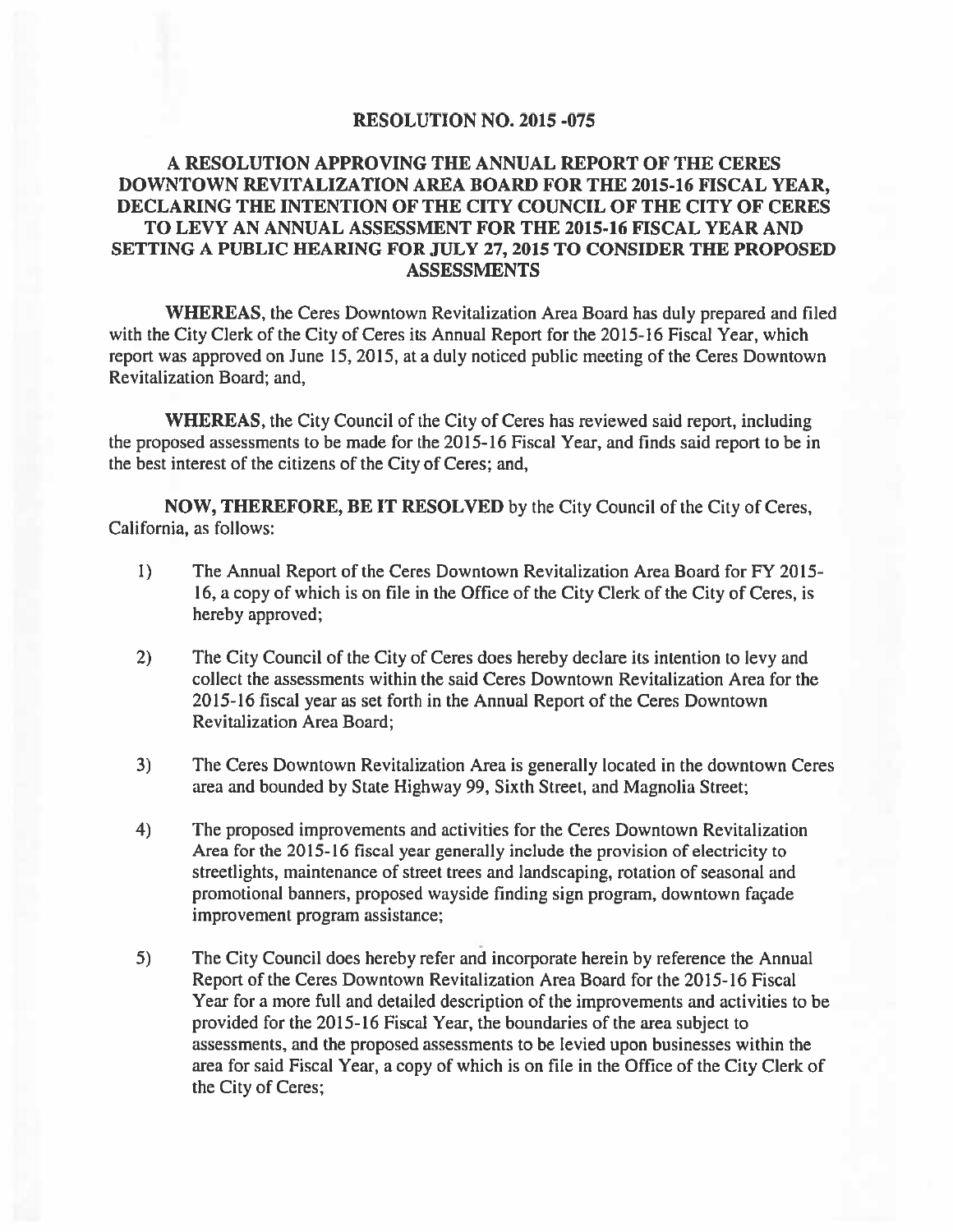# RESOLUTION NO. 2015 -075

## A RESOLUTION APPROVING THE ANNUAL REPORT OF THE CERES DOWNTOWN REVITALIZATION AREA BOARD FOR THE 2015-16 FISCAL YEAR, DECLARING THE INTENTION OF THE CITY COUNCIL OF THE CITY OF CERES TO LEVY AN ANNUAL ASSESSMENT FOR THE 2015-16 FISCAL YEAR AND SETTING A PUBLIC HEARING FOR JULY 27, 2015 TO CONSIDER THE PROPOSED ASSESSMENTS

**WHEREAS**, the Ceres Downtown Revitalization Area Board has duly prepared and filed with the City Clerk of the City of Ceres its Annual Report for the 2015-16 Fiscal Year, which report was approved on June 15, 2015, at a duly noticed public meeting of the Ceres Downtown Revitalization Board; and,

**WHEREAS**, the City Council of the City of Ceres has reviewed said report, including the proposed assessments to be made for the 2015-16 Fiscal Year, and finds said report to be in the best interest of the citizens of the City of Ceres; and,

**NOW, THEREFORE, BE IT RESOLVED** by the City Council of the City of Ceres, California, as follows:

1) The Annual Report of the Ceres Downtown Revitalization Area Board for FY 2015-16, a copy of which is on file in the Office of the City Clerk of the City of Ceres, is hereby approved;

2) The City Council of the City of Ceres does hereby declare its intention to levy and collect the assessments within the said Ceres Downtown Revitalization Area for the 2015-16 fiscal year as set forth in the Annual Report of the Ceres Downtown Revitalization Area Board;

3) The Ceres Downtown Revitalization Area is generally located in the downtown Ceres area and bounded by State Highway 99, Sixth Street, and Magnolia Street;

4) The proposed improvements and activities for the Ceres Downtown Revitalization Area for the 2015-16 fiscal year generally include the provision of electricity to streetlights, maintenance of street trees and landscaping, rotation of seasonal and promotional banners, proposed wayside finding sign program, downtown façade improvement program assistance;

5) The City Council does hereby refer and incorporate herein by reference the Annual Report of the Ceres Downtown Revitalization Area Board for the 2015-16 Fiscal Year for a more full and detailed description of the improvements and activities to be provided for the 2015-16 Fiscal Year, the boundaries of the area subject to assessments, and the proposed assessments to be levied upon businesses within the area for said Fiscal Year, a copy of which is on file in the Office of the City Clerk of the City of Ceres;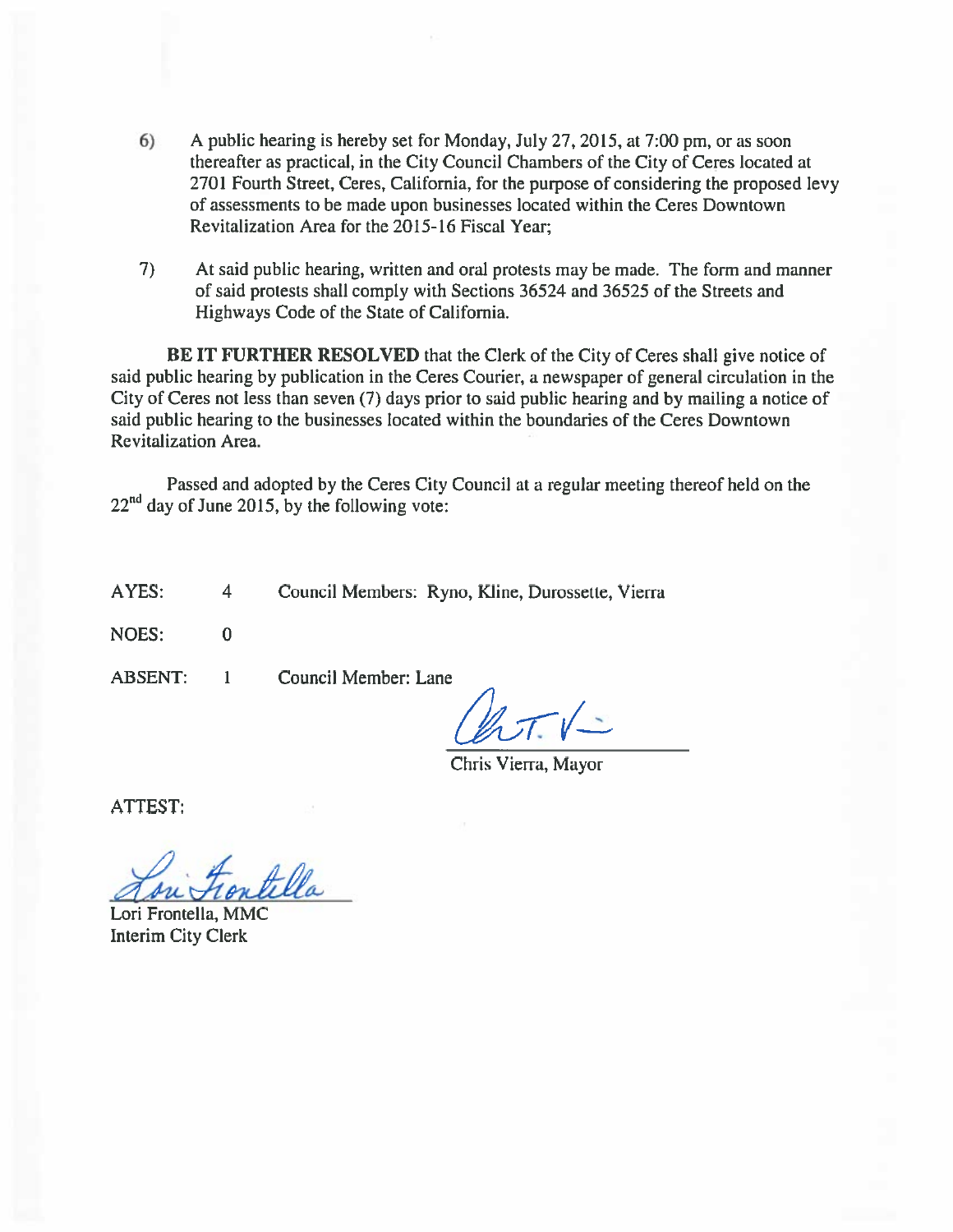6) A public hearing is hereby set for Monday, July 27, 2015, at 7:00 pm, or as soon thereafter as practical, in the City Council Chambers of the City of Ceres located at 2701 Fourth Street, Ceres, California, for the purpose of considering the proposed levy of assessments to be made upon businesses located within the Ceres Downtown Revitalization Area for the 2015-16 Fiscal Year;

7) At said public hearing, written and oral protests may be made. The form and manner of said protests shall comply with Sections 36524 and 36525 of the Streets and Highways Code of the State of California.

**BE IT FURTHER RESOLVED** that the Clerk of the City of Ceres shall give notice of said public hearing by publication in the Ceres Courier, a newspaper of general circulation in the City of Ceres not less than seven (7) days prior to said public hearing and by mailing a notice of said public hearing to the businesses located within the boundaries of the Ceres Downtown Revitalization Area.

Passed and adopted by the Ceres City Council at a regular meeting thereof held on the 22nd day of June 2015, by the following vote:

AYES: 4 Council Members: Ryno, Kline, Durossette, Vierra

NOES: 0

ABSENT: 1 Council Member: Lane

Chris Vierra, Mayor

ATTEST:

Lori Frontella, MMC
Interim City Clerk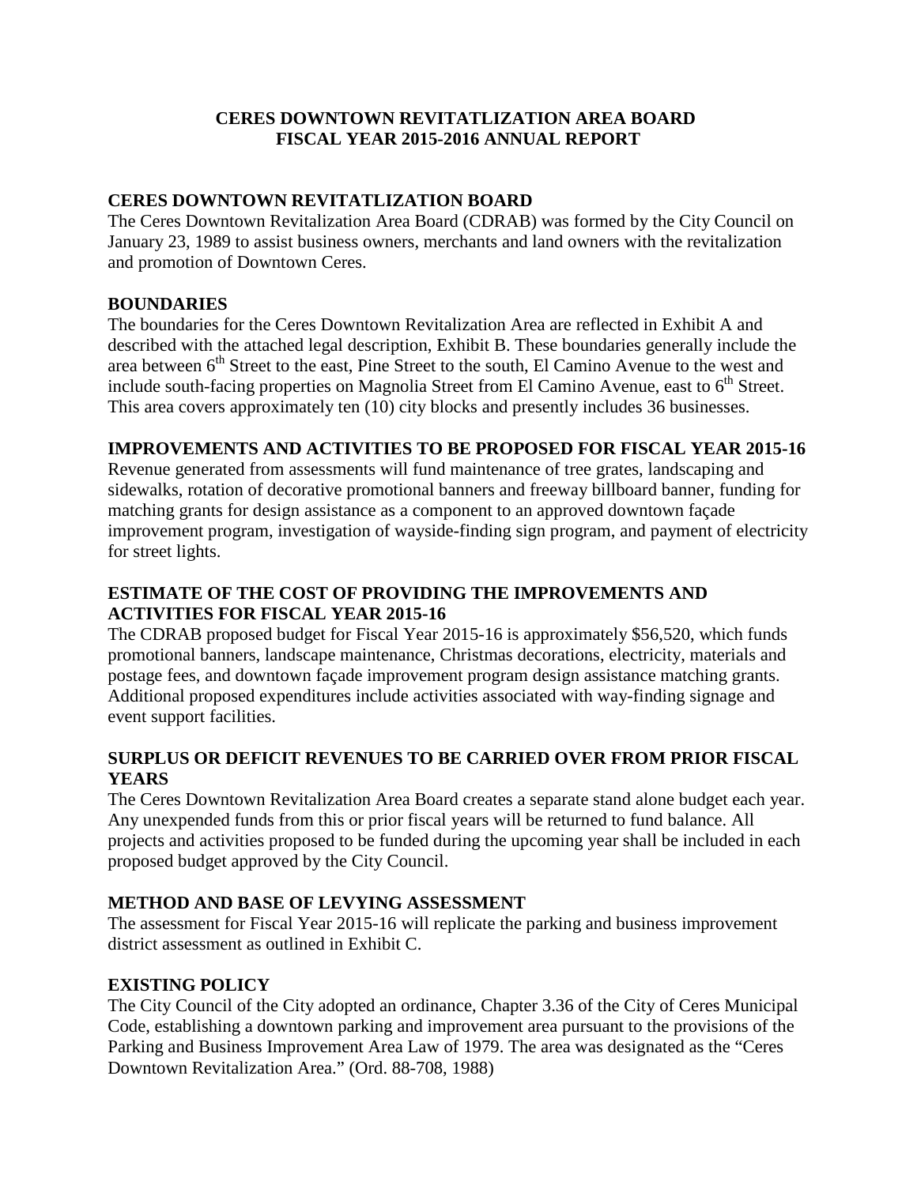# CERES DOWNTOWN REVITATLIZATION AREA BOARD
# FISCAL YEAR 2015-2016 ANNUAL REPORT

## CERES DOWNTOWN REVITATLIZATION BOARD

The Ceres Downtown Revitalization Area Board (CDRAB) was formed by the City Council on January 23, 1989 to assist business owners, merchants and land owners with the revitalization and promotion of Downtown Ceres.

## BOUNDARIES

The boundaries for the Ceres Downtown Revitalization Area are reflected in Exhibit A and described with the attached legal description, Exhibit B. These boundaries generally include the area between 6th Street to the east, Pine Street to the south, El Camino Avenue to the west and include south-facing properties on Magnolia Street from El Camino Avenue, east to 6th Street. This area covers approximately ten (10) city blocks and presently includes 36 businesses.

## IMPROVEMENTS AND ACTIVITIES TO BE PROPOSED FOR FISCAL YEAR 2015-16

Revenue generated from assessments will fund maintenance of tree grates, landscaping and sidewalks, rotation of decorative promotional banners and freeway billboard banner, funding for matching grants for design assistance as a component to an approved downtown façade improvement program, investigation of wayside-finding sign program, and payment of electricity for street lights.

## ESTIMATE OF THE COST OF PROVIDING THE IMPROVEMENTS AND ACTIVITIES FOR FISCAL YEAR 2015-16

The CDRAB proposed budget for Fiscal Year 2015-16 is approximately $56,520, which funds promotional banners, landscape maintenance, Christmas decorations, electricity, materials and postage fees, and downtown façade improvement program design assistance matching grants. Additional proposed expenditures include activities associated with way-finding signage and event support facilities.

## SURPLUS OR DEFICIT REVENUES TO BE CARRIED OVER FROM PRIOR FISCAL YEARS

The Ceres Downtown Revitalization Area Board creates a separate stand alone budget each year. Any unexpended funds from this or prior fiscal years will be returned to fund balance. All projects and activities proposed to be funded during the upcoming year shall be included in each proposed budget approved by the City Council.

## METHOD AND BASE OF LEVYING ASSESSMENT

The assessment for Fiscal Year 2015-16 will replicate the parking and business improvement district assessment as outlined in Exhibit C.

## EXISTING POLICY

The City Council of the City adopted an ordinance, Chapter 3.36 of the City of Ceres Municipal Code, establishing a downtown parking and improvement area pursuant to the provisions of the Parking and Business Improvement Area Law of 1979. The area was designated as the "Ceres Downtown Revitalization Area." (Ord. 88-708, 1988)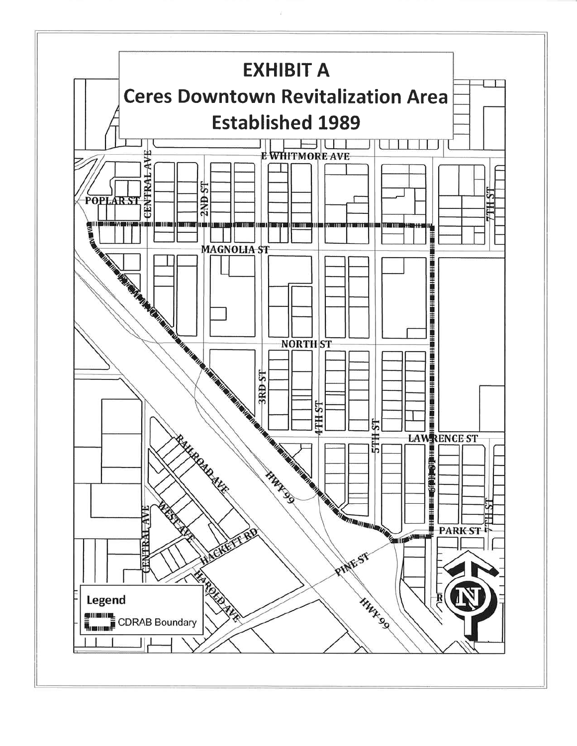# EXHIBIT A

# Ceres Downtown Revitalization Area

# Established 1989

E WHITMORE AVE

POPLAR ST

CENTRAL AVE

2ND ST

7TH ST

MAGNOLIA ST

EL CAMINO

NORTH ST

3RD ST

4TH ST

5TH ST

6TH ST

LAWRENCE ST

RAILROAD AVE

HWY 99

WEST AVE

CENTRAL AVE

HACKETT RD

PARK ST

7TH ST

PINE ST

HAROLD AVE

HWY 99

**Legend**

CDRAB Boundary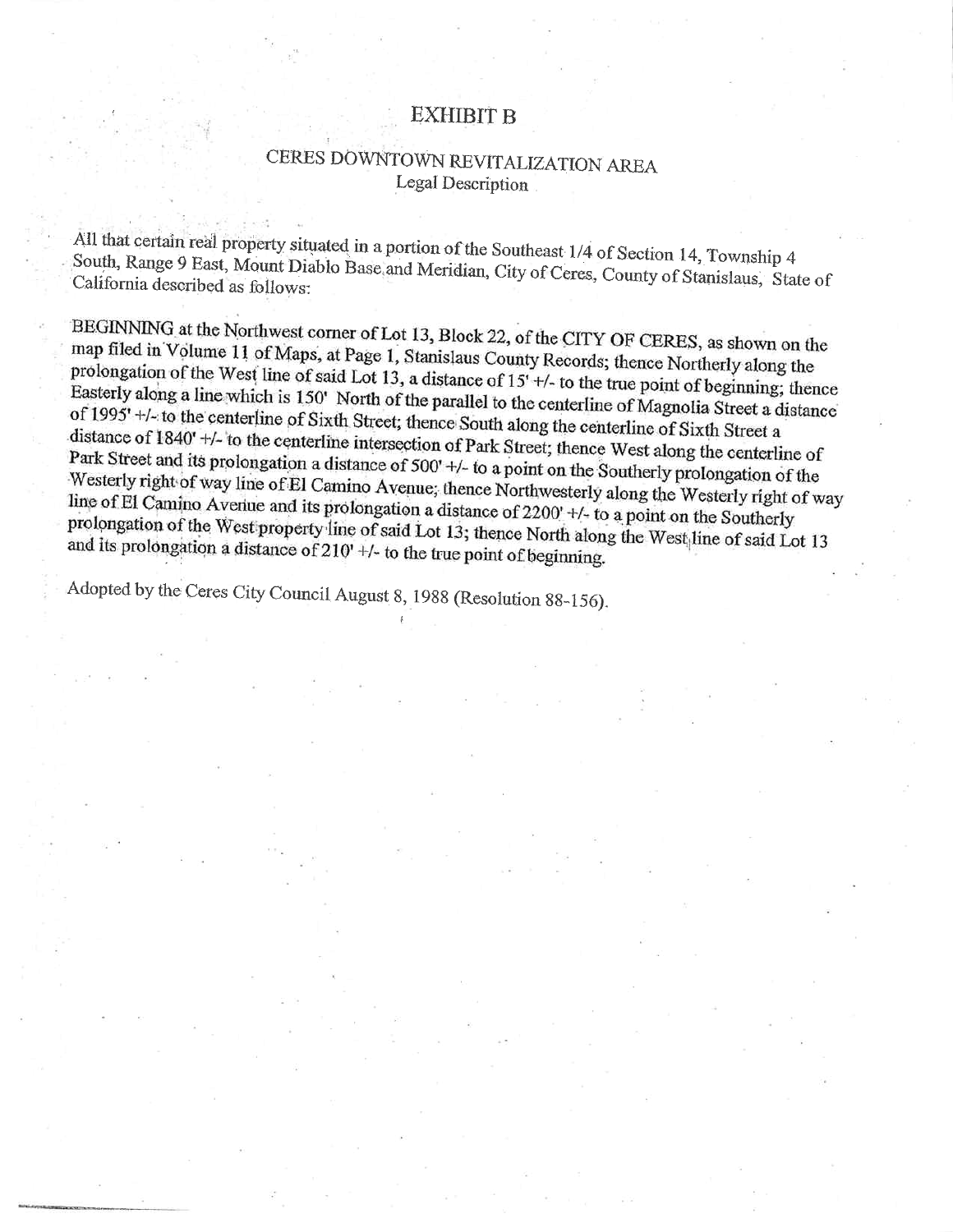# EXHIBIT B

## CERES DOWNTOWN REVITALIZATION AREA

Legal Description

All that certain real property situated in a portion of the Southeast 1/4 of Section 14, Township 4 South, Range 9 East, Mount Diablo Base and Meridian, City of Ceres, County of Stanislaus, State of California described as follows:

BEGINNING at the Northwest corner of Lot 13, Block 22, of the CITY OF CERES, as shown on the map filed in Volume 11 of Maps, at Page 1, Stanislaus County Records; thence Northerly along the prolongation of the West line of said Lot 13, a distance of 15' +/- to the true point of beginning; thence Easterly along a line which is 150' North of the parallel to the centerline of Magnolia Street a distance of 1995' +/- to the centerline of Sixth Street; thence South along the centerline of Sixth Street a distance of 1840' +/- to the centerline intersection of Park Street; thence West along the centerline of Park Street and its prolongation a distance of 500' +/- to a point on the Southerly prolongation of the Westerly right of way line of El Camino Avenue; thence Northwesterly along the Westerly right of way line of El Camino Avenue and its prolongation a distance of 2200' +/- to a point on the Southerly prolongation of the West property line of said Lot 13; thence North along the West line of said Lot 13 and its prolongation a distance of 210' +/- to the true point of beginning.

Adopted by the Ceres City Council August 8, 1988 (Resolution 88-156).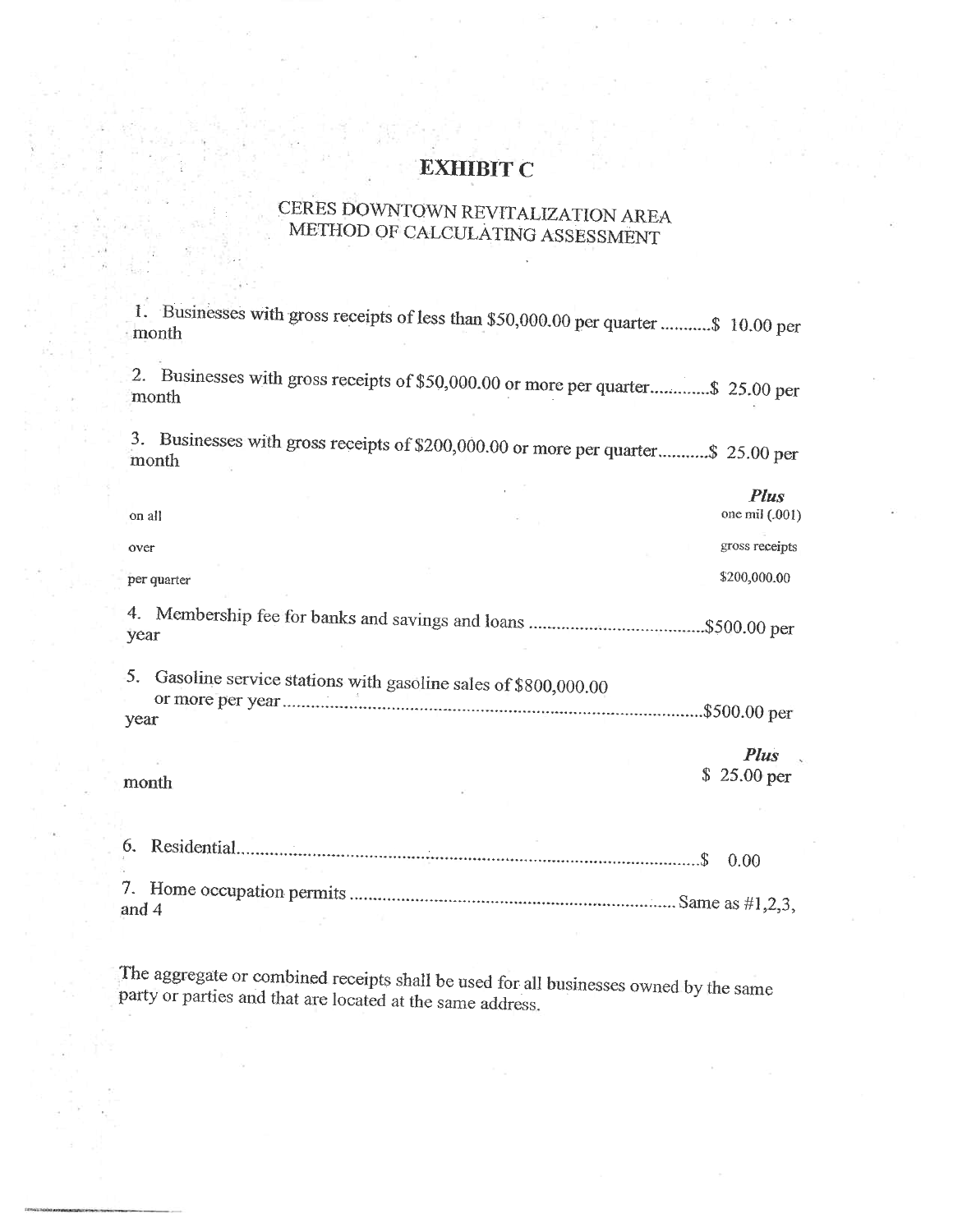# EXHIBIT C

## CERES DOWNTOWN REVITALIZATION AREA METHOD OF CALCULATING ASSESSMENT

1. Businesses with gross receipts of less than $50,000.00 per quarter ...........$ 10.00 per month

2. Businesses with gross receipts of $50,000.00 or more per quarter.............$ 25.00 per month

3. Businesses with gross receipts of $200,000.00 or more per quarter...........$ 25.00 per month

| | ***Plus*** |
|---|---|
| on all | one mil (.001) |
| over | gross receipts |
| per quarter | $200,000.00 |

4. Membership fee for banks and savings and loans ......................................$500.00 per year

5. Gasoline service stations with gasoline sales of $800,000.00 or more per year..........................................................................................$500.00 per year

| | ***Plus*** |
|---|---|
| month | $ 25.00 per |

6. Residential.....................................................................................................$ 0.00

7. Home occupation permits ..................................................................... Same as #1,2,3, and 4

The aggregate or combined receipts shall be used for all businesses owned by the same party or parties and that are located at the same address.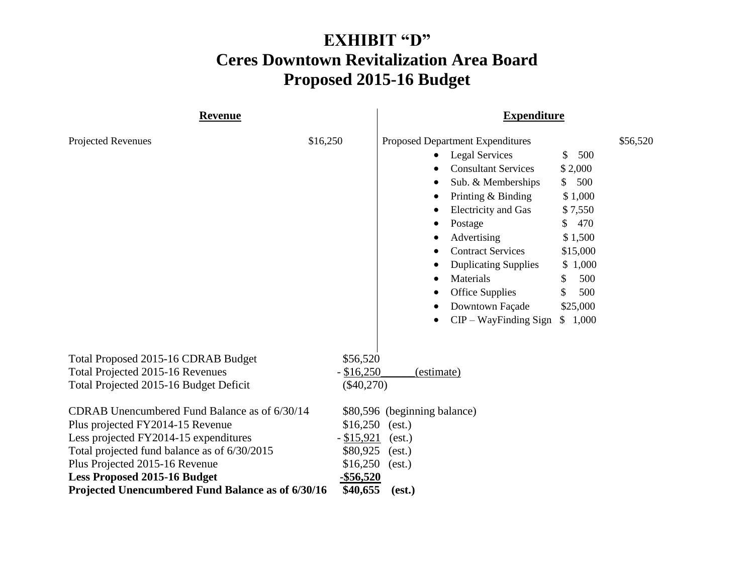# EXHIBIT "D"
# Ceres Downtown Revitalization Area Board
# Proposed 2015-16 Budget

| Revenue | | Expenditure | |
|---|---|---|---|
| Projected Revenues | $16,250 | Proposed Department Expenditures | $56,520 |

**Expenditure detail:**

- Legal Services $ 500
- Consultant Services $ 2,000
- Sub. & Memberships $ 500
- Printing & Binding $ 1,000
- Electricity and Gas $ 7,550
- Postage $ 470
- Advertising $ 1,500
- Contract Services $15,000
- Duplicating Supplies $ 1,000
- Materials $ 500
- Office Supplies $ 500
- Downtown Façade $25,000
- CIP – WayFinding Sign $ 1,000

| | | |
|---|---|---|
| Total Proposed 2015-16 CDRAB Budget | $56,520 | |
| Total Projected 2015-16 Revenues | - $16,250 | (estimate) |
| Total Projected 2015-16 Budget Deficit | ($40,270) | |

| | | |
|---|---|---|
| CDRAB Unencumbered Fund Balance as of 6/30/14 | $80,596 | (beginning balance) |
| Plus projected FY2014-15 Revenue | $16,250 | (est.) |
| Less projected FY2014-15 expenditures | - $15,921 | (est.) |
| Total projected fund balance as of 6/30/2015 | $80,925 | (est.) |
| Plus Projected 2015-16 Revenue | $16,250 | (est.) |
| **Less Proposed 2015-16 Budget** | **-$56,520** | |
| **Projected Unencumbered Fund Balance as of 6/30/16** | **$40,655** | **(est.)** |